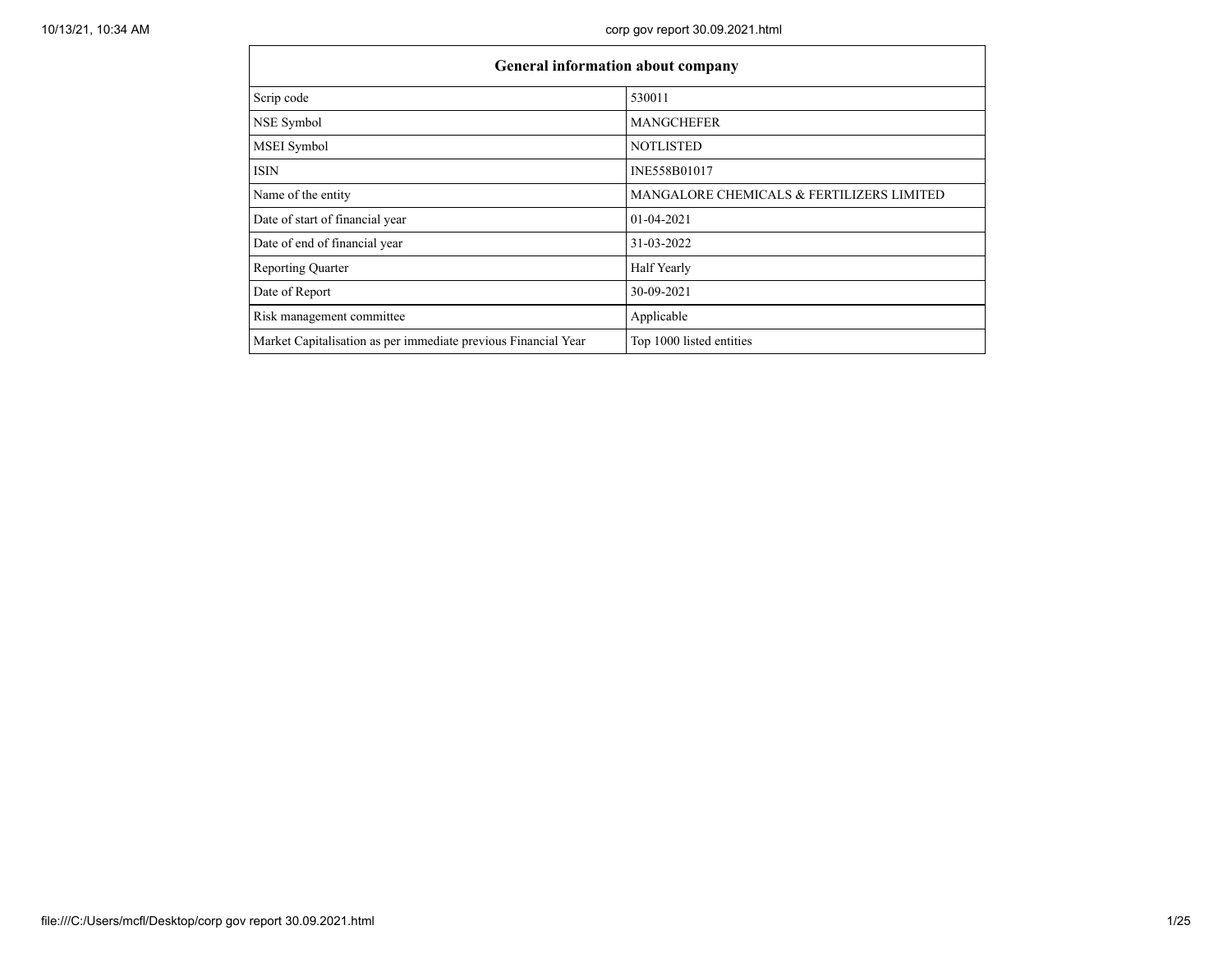| General information about company | |
|---|---|
| Scrip code | 530011 |
| NSE Symbol | MANGCHEFER |
| MSEI Symbol | NOTLISTED |
| ISIN | INE558B01017 |
| Name of the entity | MANGALORE CHEMICALS & FERTILIZERS LIMITED |
| Date of start of financial year | 01-04-2021 |
| Date of end of financial year | 31-03-2022 |
| Reporting Quarter | Half Yearly |
| Date of Report | 30-09-2021 |
| Risk management committee | Applicable |
| Market Capitalisation as per immediate previous Financial Year | Top 1000 listed entities |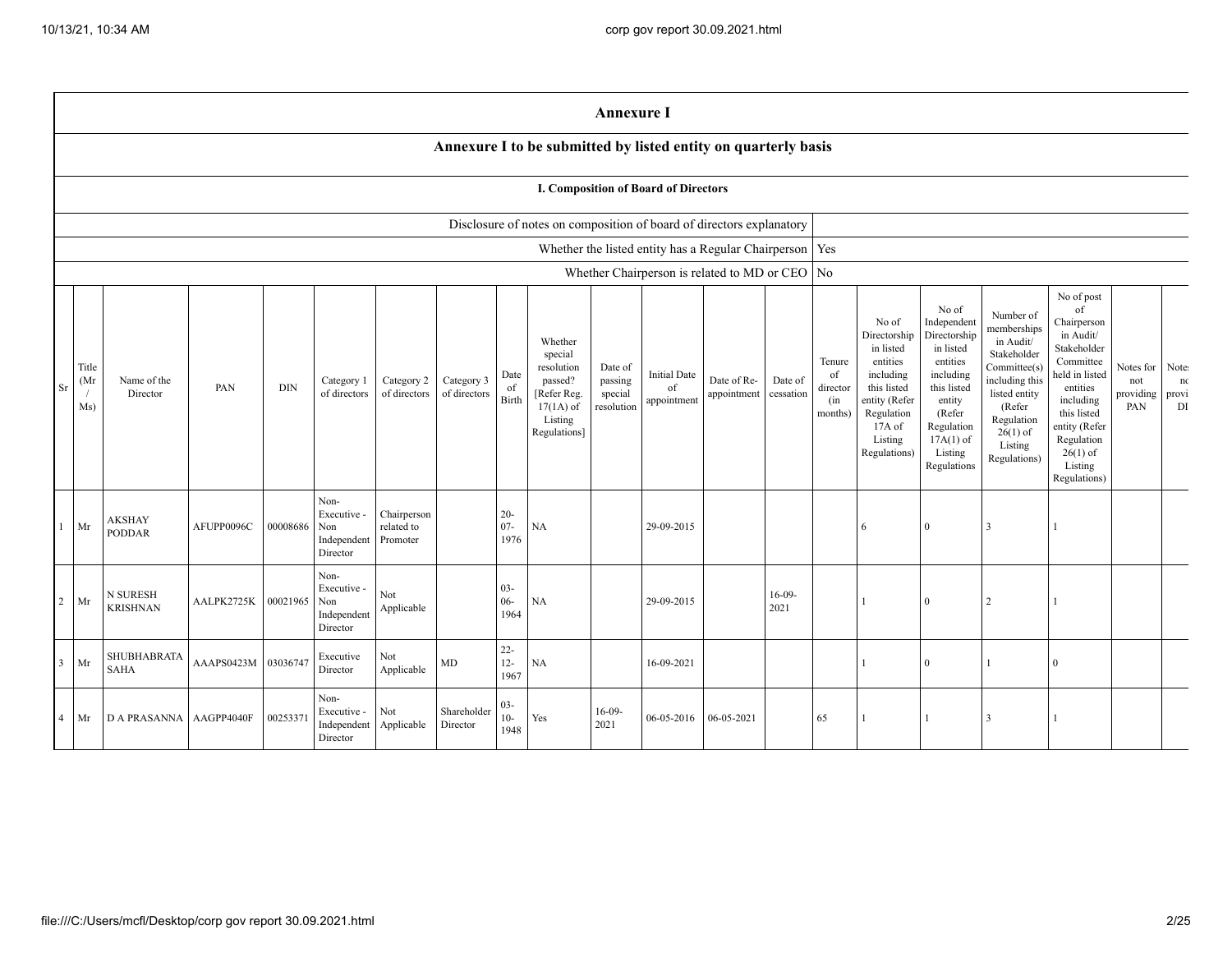# Annexure I

## Annexure I to be submitted by listed entity on quarterly basis

### I. Composition of Board of Directors

| Disclosure of notes on composition of board of directors explanatory | |
|---|---|
| Whether the listed entity has a Regular Chairperson | Yes |
| Whether Chairperson is related to MD or CEO | No |

| Sr | Title (Mr / Ms) | Name of the Director | PAN | DIN | Category 1 of directors | Category 2 of directors | Category 3 of directors | Date of Birth | Whether special resolution passed? [Refer Reg. 17(1A) of Listing Regulations] | Date of passing special resolution | Initial Date of appointment | Date of Re-appointment | Date of cessation | Tenure of director (in months) | No of Directorship in listed entities including this listed entity (Refer Regulation 17A of Listing Regulations) | No of Independent Directorship in listed entities including this listed entity (Refer Regulation 17A(1) of Listing Regulations | Number of memberships in Audit/ Stakeholder Committee(s) including this listed entity (Refer Regulation 26(1) of Listing Regulations) | No of post of Chairperson in Audit/ Stakeholder Committee held in listed entities including this listed entity (Refer Regulation 26(1) of Listing Regulations) | Notes for not providing PAN | Notes for not providing DIN |
|---|---|---|---|---|---|---|---|---|---|---|---|---|---|---|---|---|---|---|---|---|
| 1 | Mr | AKSHAY PODDAR | AFUPP0096C | 00008686 | Non-Executive - Non Independent Director | Chairperson related to Promoter | | 20-07-1976 | NA | | 29-09-2015 | | | | 6 | 0 | 3 | 1 | | |
| 2 | Mr | N SURESH KRISHNAN | AALPK2725K | 00021965 | Non-Executive - Non Independent Director | Not Applicable | | 03-06-1964 | NA | | 29-09-2015 | | 16-09-2021 | | 1 | 0 | 2 | 1 | | |
| 3 | Mr | SHUBHABRATA SAHA | AAAPS0423M | 03036747 | Executive Director | Not Applicable | MD | 22-12-1967 | NA | | 16-09-2021 | | | | 1 | 0 | 1 | 0 | | |
| 4 | Mr | D A PRASANNA | AAGPP4040F | 00253371 | Non-Executive - Independent Director | Not Applicable | Shareholder Director | 03-10-1948 | Yes | 16-09-2021 | 06-05-2016 | 06-05-2021 | | 65 | 1 | 1 | 3 | 1 | | |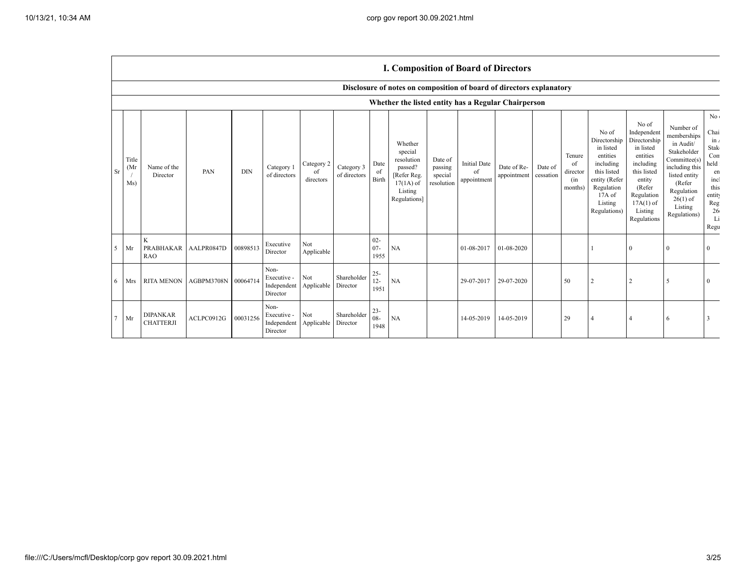## I. Composition of Board of Directors

### Disclosure of notes on composition of board of directors explanatory

### Whether the listed entity has a Regular Chairperson

| Sr | Title (Mr / Ms) | Name of the Director | PAN | DIN | Category 1 of directors | Category 2 of directors | Category 3 of directors | Date of Birth | Whether special resolution passed? [Refer Reg. 17(1A) of Listing Regulations] | Date of passing special resolution | Initial Date of appointment | Date of Re-appointment | Date of cessation | Tenure of director (in months) | No of Directorship in listed entities including this listed entity (Refer Regulation 17A of Listing Regulations) | No of Independent Directorship in listed entities including this listed entity (Refer Regulation 17A(1) of Listing Regulations | Number of memberships in Audit/ Stakeholder Committee(s) including this listed entity (Refer Regulation 26(1) of Listing Regulations) | No of Chai in A Stak Com held en incl this entity Reg 26 Li Regu |
|---|---|---|---|---|---|---|---|---|---|---|---|---|---|---|---|---|---|---|
| 5 | Mr | K PRABHAKAR RAO | AALPR0847D | 00898513 | Executive Director | Not Applicable | | 02-07-1955 | NA | | 01-08-2017 | 01-08-2020 | | | 1 | 0 | 0 | 0 |
| 6 | Mrs | RITA MENON | AGBPM3708N | 00064714 | Non-Executive - Independent Director | Not Applicable | Shareholder Director | 25-12-1951 | NA | | 29-07-2017 | 29-07-2020 | | 50 | 2 | 2 | 5 | 0 |
| 7 | Mr | DIPANKAR CHATTERJI | ACLPC0912G | 00031256 | Non-Executive - Independent Director | Not Applicable | Shareholder Director | 23-08-1948 | NA | | 14-05-2019 | 14-05-2019 | | 29 | 4 | 4 | 6 | 3 |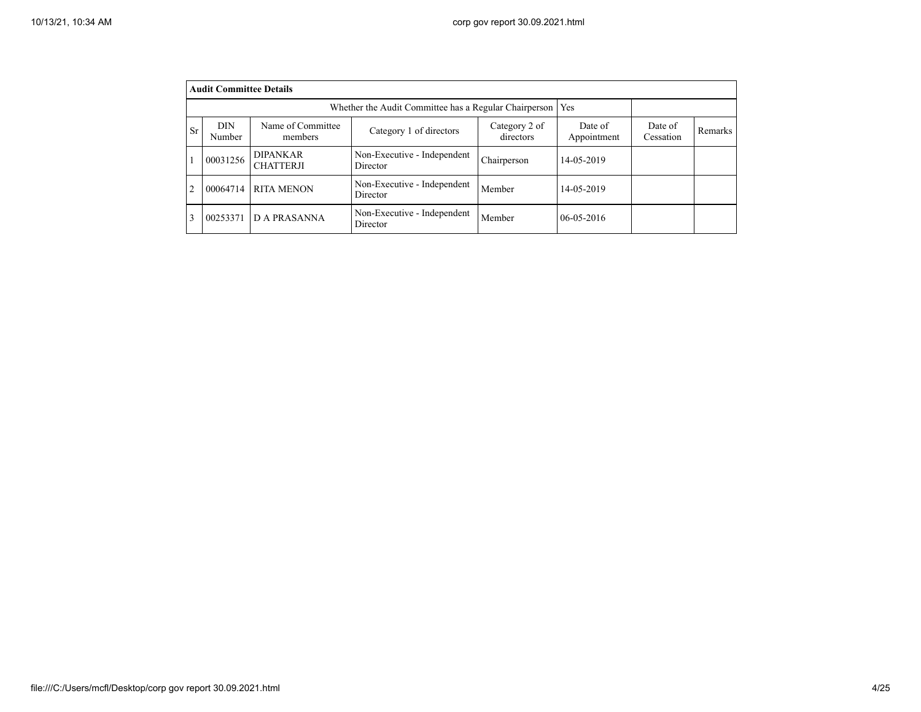| **Audit Committee Details** | | | | | | | |
|---|---|---|---|---|---|---|---|
| Whether the Audit Committee has a Regular Chairperson | | | | | Yes | | |
| Sr | DIN Number | Name of Committee members | Category 1 of directors | Category 2 of directors | Date of Appointment | Date of Cessation | Remarks |
| 1 | 00031256 | DIPANKAR CHATTERJI | Non-Executive - Independent Director | Chairperson | 14-05-2019 | | |
| 2 | 00064714 | RITA MENON | Non-Executive - Independent Director | Member | 14-05-2019 | | |
| 3 | 00253371 | D A PRASANNA | Non-Executive - Independent Director | Member | 06-05-2016 | | |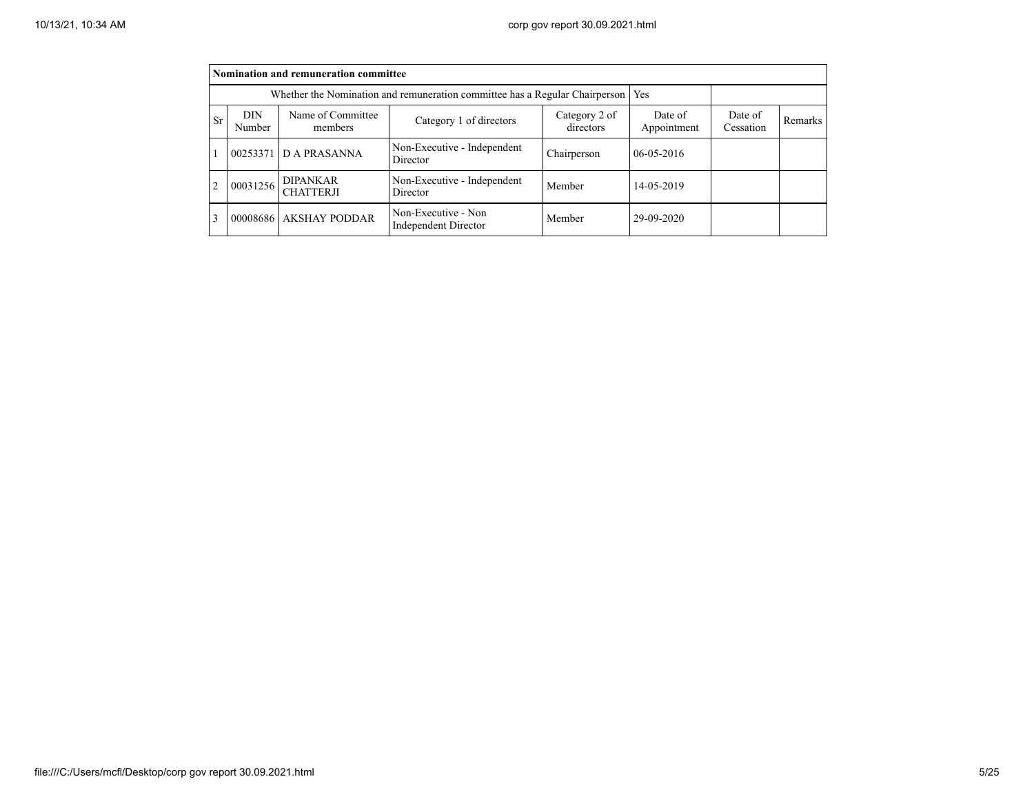| Nomination and remuneration committee | | | | | | | |
|---|---|---|---|---|---|---|---|
| Whether the Nomination and remuneration committee has a Regular Chairperson | | | | | Yes | | |
| Sr | DIN Number | Name of Committee members | Category 1 of directors | Category 2 of directors | Date of Appointment | Date of Cessation | Remarks |
| 1 | 00253371 | D A PRASANNA | Non-Executive - Independent Director | Chairperson | 06-05-2016 | | |
| 2 | 00031256 | DIPANKAR CHATTERJI | Non-Executive - Independent Director | Member | 14-05-2019 | | |
| 3 | 00008686 | AKSHAY PODDAR | Non-Executive - Non Independent Director | Member | 29-09-2020 | | |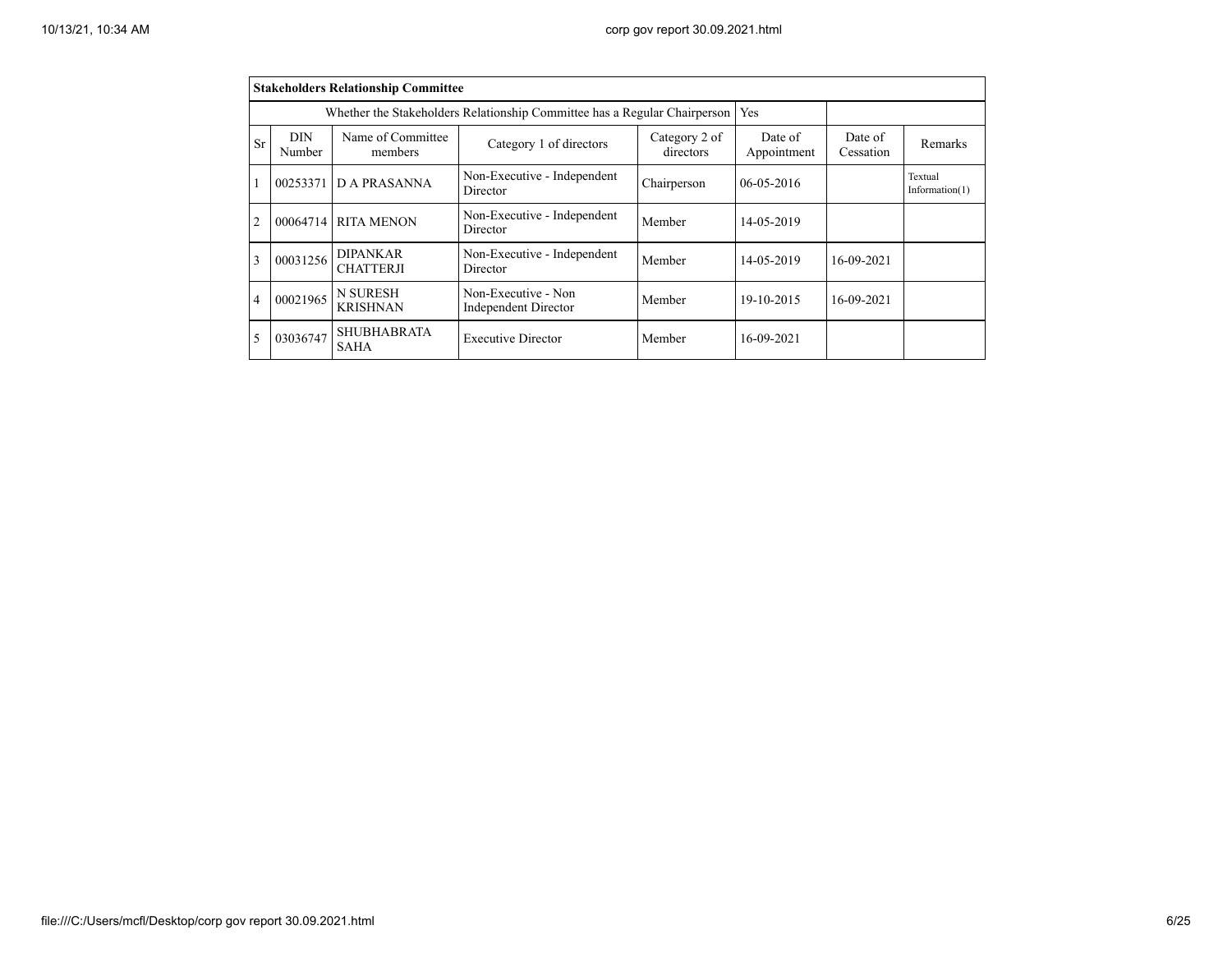| Stakeholders Relationship Committee | | | | | | | |
|---|---|---|---|---|---|---|---|
| Whether the Stakeholders Relationship Committee has a Regular Chairperson | | | | | Yes | | |
| Sr | DIN Number | Name of Committee members | Category 1 of directors | Category 2 of directors | Date of Appointment | Date of Cessation | Remarks |
| 1 | 00253371 | D A PRASANNA | Non-Executive - Independent Director | Chairperson | 06-05-2016 | | Textual Information(1) |
| 2 | 00064714 | RITA MENON | Non-Executive - Independent Director | Member | 14-05-2019 | | |
| 3 | 00031256 | DIPANKAR CHATTERJI | Non-Executive - Independent Director | Member | 14-05-2019 | 16-09-2021 | |
| 4 | 00021965 | N SURESH KRISHNAN | Non-Executive - Non Independent Director | Member | 19-10-2015 | 16-09-2021 | |
| 5 | 03036747 | SHUBHABRATA SAHA | Executive Director | Member | 16-09-2021 | | |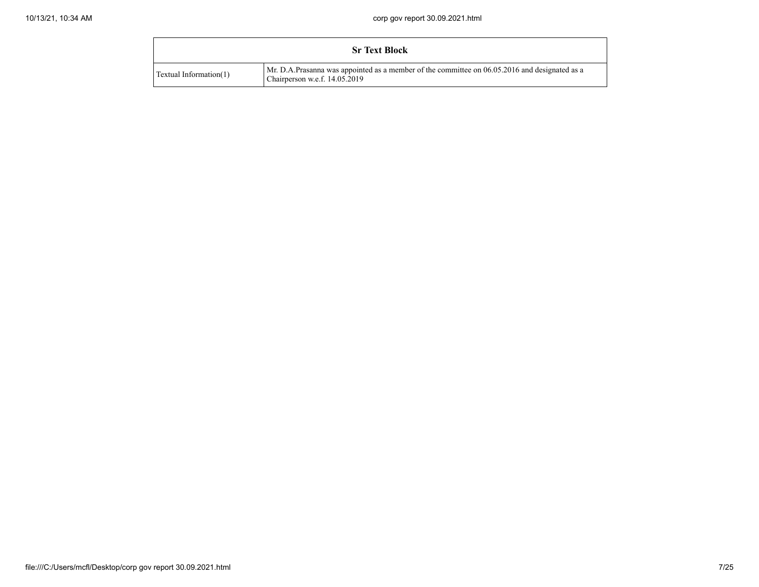| Sr Text Block | |
| --- | --- |
| Textual Information(1) | Mr. D.A.Prasanna was appointed as a member of the committee on 06.05.2016 and designated as a Chairperson w.e.f. 14.05.2019 |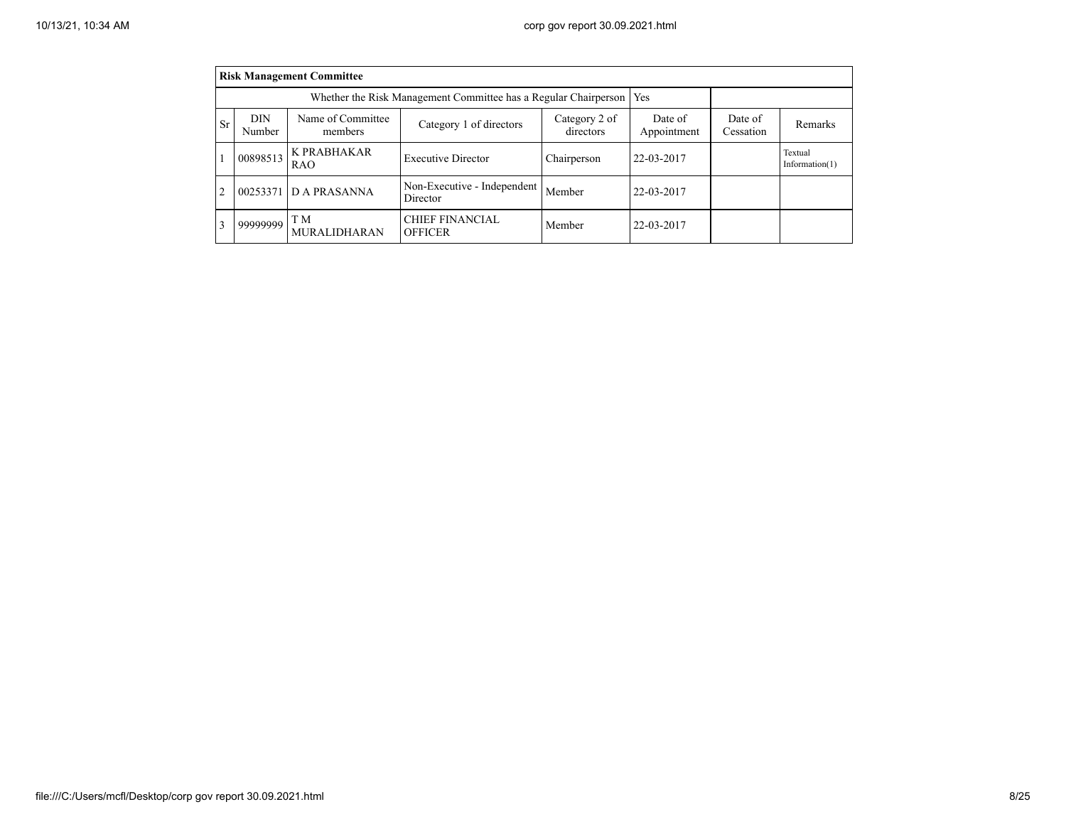| Risk Management Committee | | | | | | | |
|---|---|---|---|---|---|---|---|
| Whether the Risk Management Committee has a Regular Chairperson | | | | | Yes | | |
| Sr | DIN Number | Name of Committee members | Category 1 of directors | Category 2 of directors | Date of Appointment | Date of Cessation | Remarks |
| 1 | 00898513 | K PRABHAKAR RAO | Executive Director | Chairperson | 22-03-2017 | | Textual Information(1) |
| 2 | 00253371 | D A PRASANNA | Non-Executive - Independent Director | Member | 22-03-2017 | | |
| 3 | 99999999 | T M MURALIDHARAN | CHIEF FINANCIAL OFFICER | Member | 22-03-2017 | | |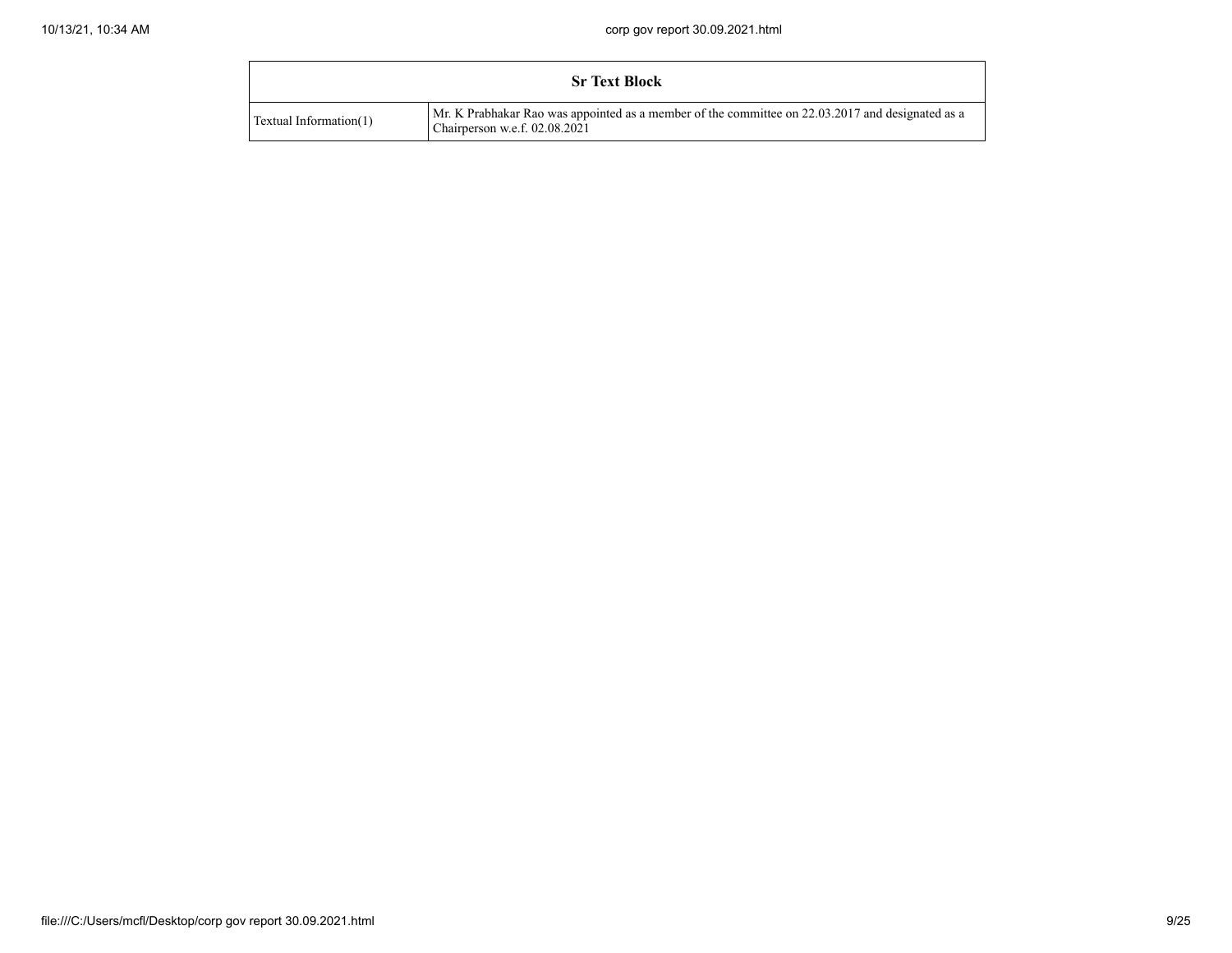| Sr Text Block | |
|---|---|
| Textual Information(1) | Mr. K Prabhakar Rao was appointed as a member of the committee on 22.03.2017 and designated as a Chairperson w.e.f. 02.08.2021 |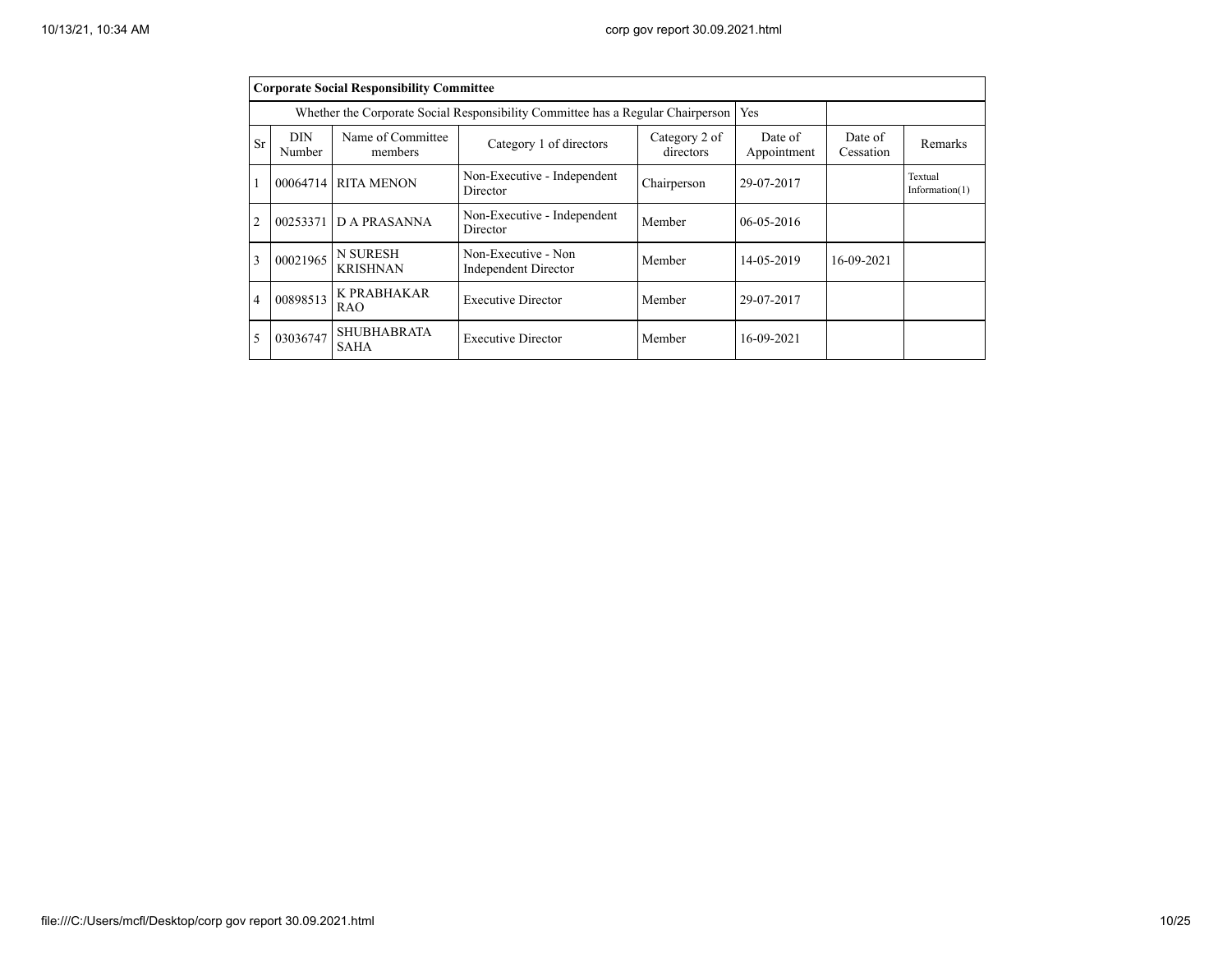| Corporate Social Responsibility Committee | | | | | | | |
|---|---|---|---|---|---|---|---|
| Whether the Corporate Social Responsibility Committee has a Regular Chairperson | | | | | Yes | | |
| Sr | DIN Number | Name of Committee members | Category 1 of directors | Category 2 of directors | Date of Appointment | Date of Cessation | Remarks |
| 1 | 00064714 | RITA MENON | Non-Executive - Independent Director | Chairperson | 29-07-2017 | | Textual Information(1) |
| 2 | 00253371 | D A PRASANNA | Non-Executive - Independent Director | Member | 06-05-2016 | | |
| 3 | 00021965 | N SURESH KRISHNAN | Non-Executive - Non Independent Director | Member | 14-05-2019 | 16-09-2021 | |
| 4 | 00898513 | K PRABHAKAR RAO | Executive Director | Member | 29-07-2017 | | |
| 5 | 03036747 | SHUBHABRATA SAHA | Executive Director | Member | 16-09-2021 | | |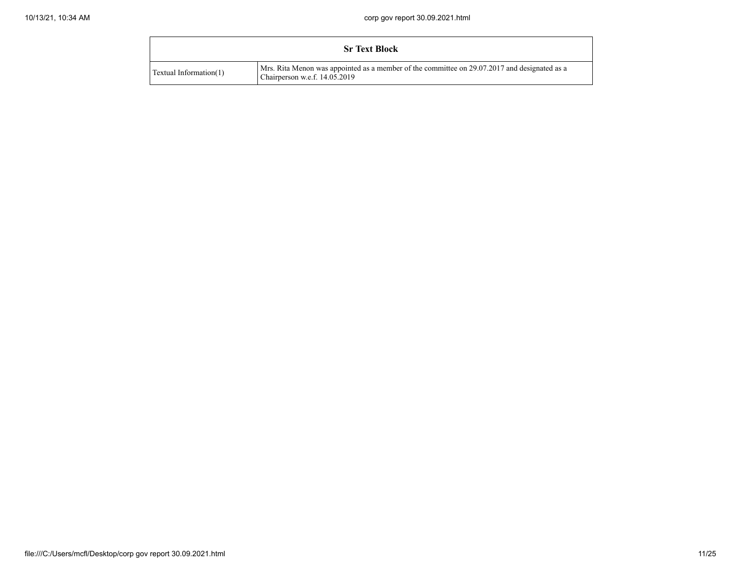| Sr Text Block | |
|---|---|
| Textual Information(1) | Mrs. Rita Menon was appointed as a member of the committee on 29.07.2017 and designated as a Chairperson w.e.f. 14.05.2019 |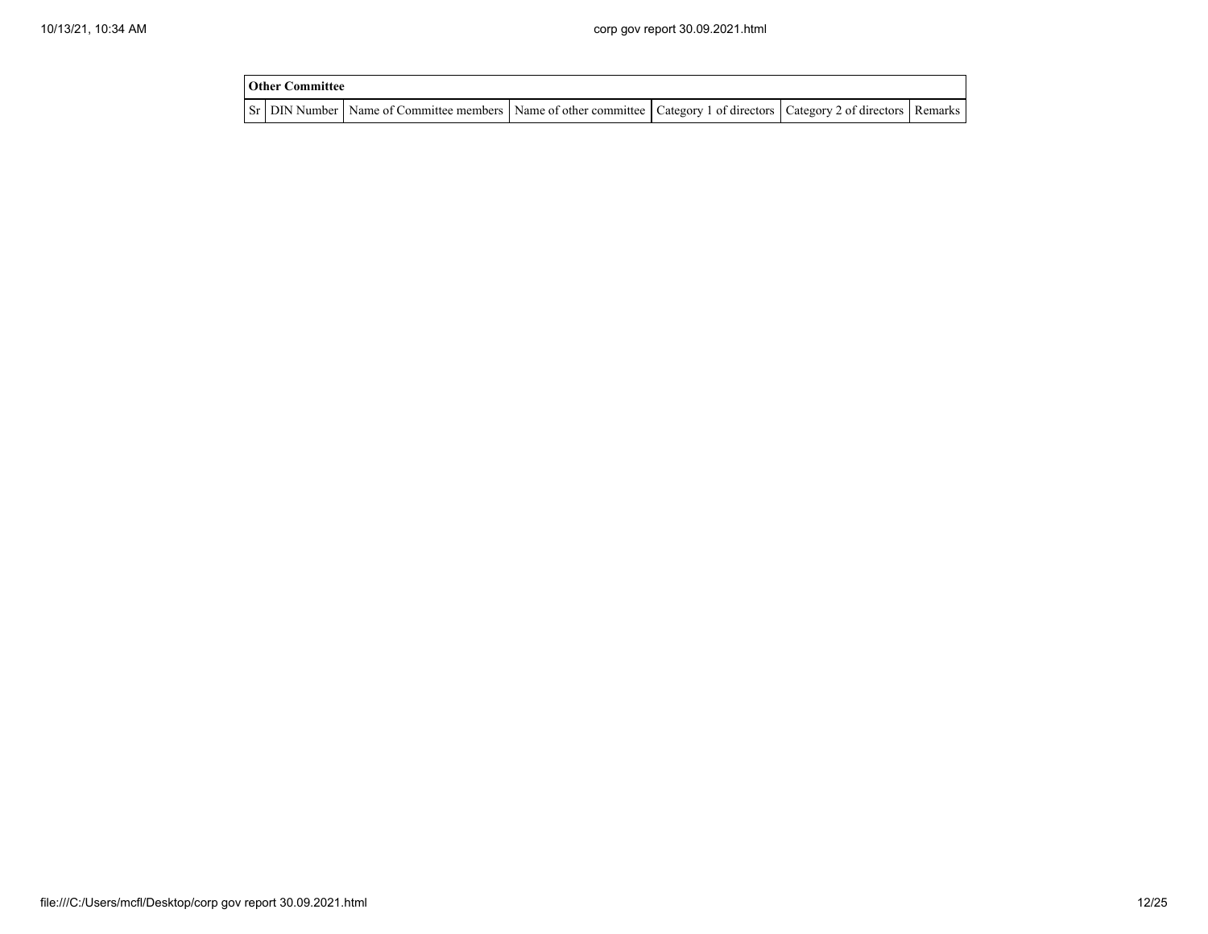| Other Committee | | | | | | |
|---|---|---|---|---|---|---|
| Sr | DIN Number | Name of Committee members | Name of other committee | Category 1 of directors | Category 2 of directors | Remarks |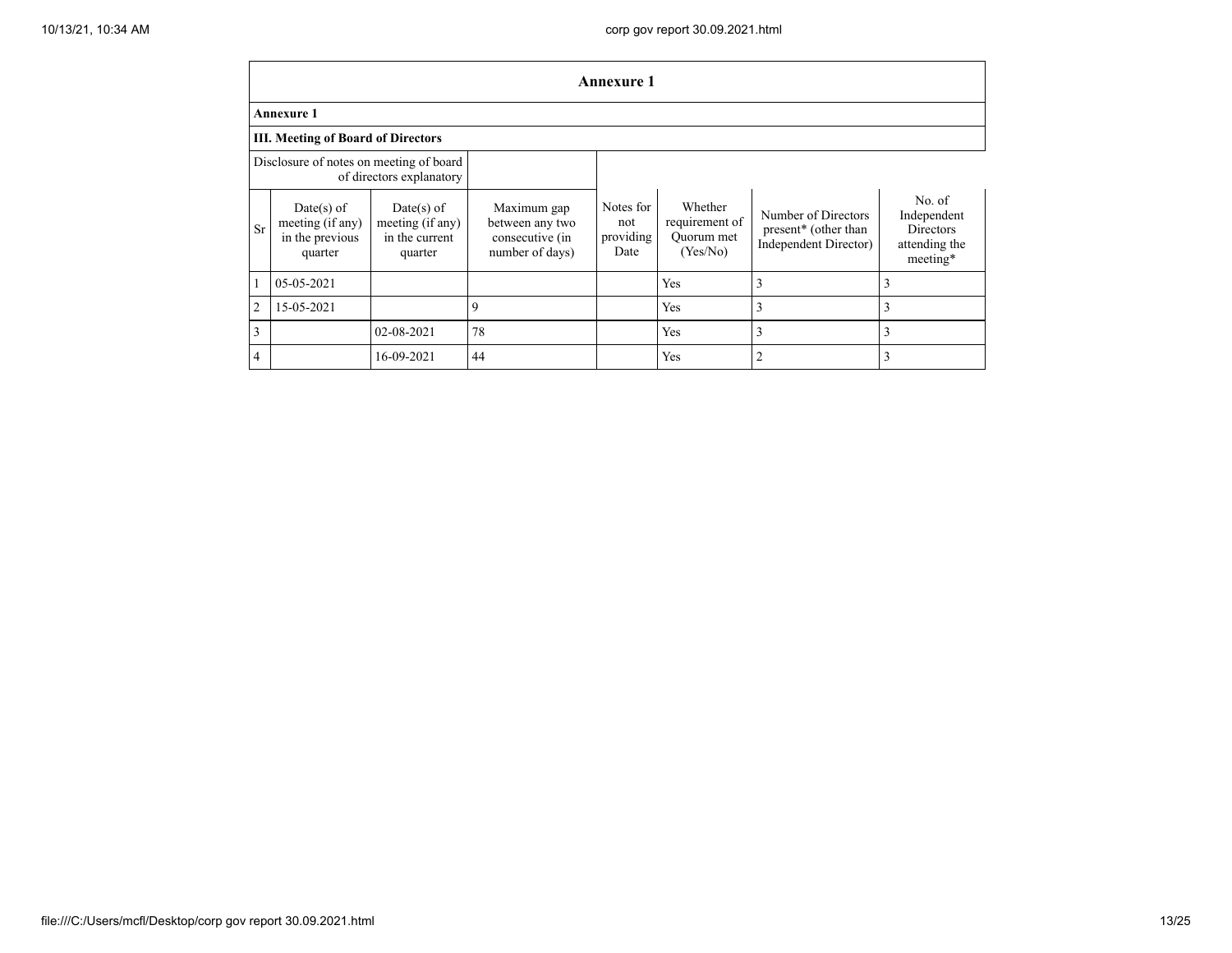# Annexure 1

**Annexure 1**

**III. Meeting of Board of Directors**

| Disclosure of notes on meeting of board of directors explanatory | | | | | | | |
|---|---|---|---|---|---|---|---|
| Sr | Date(s) of meeting (if any) in the previous quarter | Date(s) of meeting (if any) in the current quarter | Maximum gap between any two consecutive (in number of days) | Notes for not providing Date | Whether requirement of Quorum met (Yes/No) | Number of Directors present* (other than Independent Director) | No. of Independent Directors attending the meeting* |
| 1 | 05-05-2021 | | | | Yes | 3 | 3 |
| 2 | 15-05-2021 | | 9 | | Yes | 3 | 3 |
| 3 | | 02-08-2021 | 78 | | Yes | 3 | 3 |
| 4 | | 16-09-2021 | 44 | | Yes | 2 | 3 |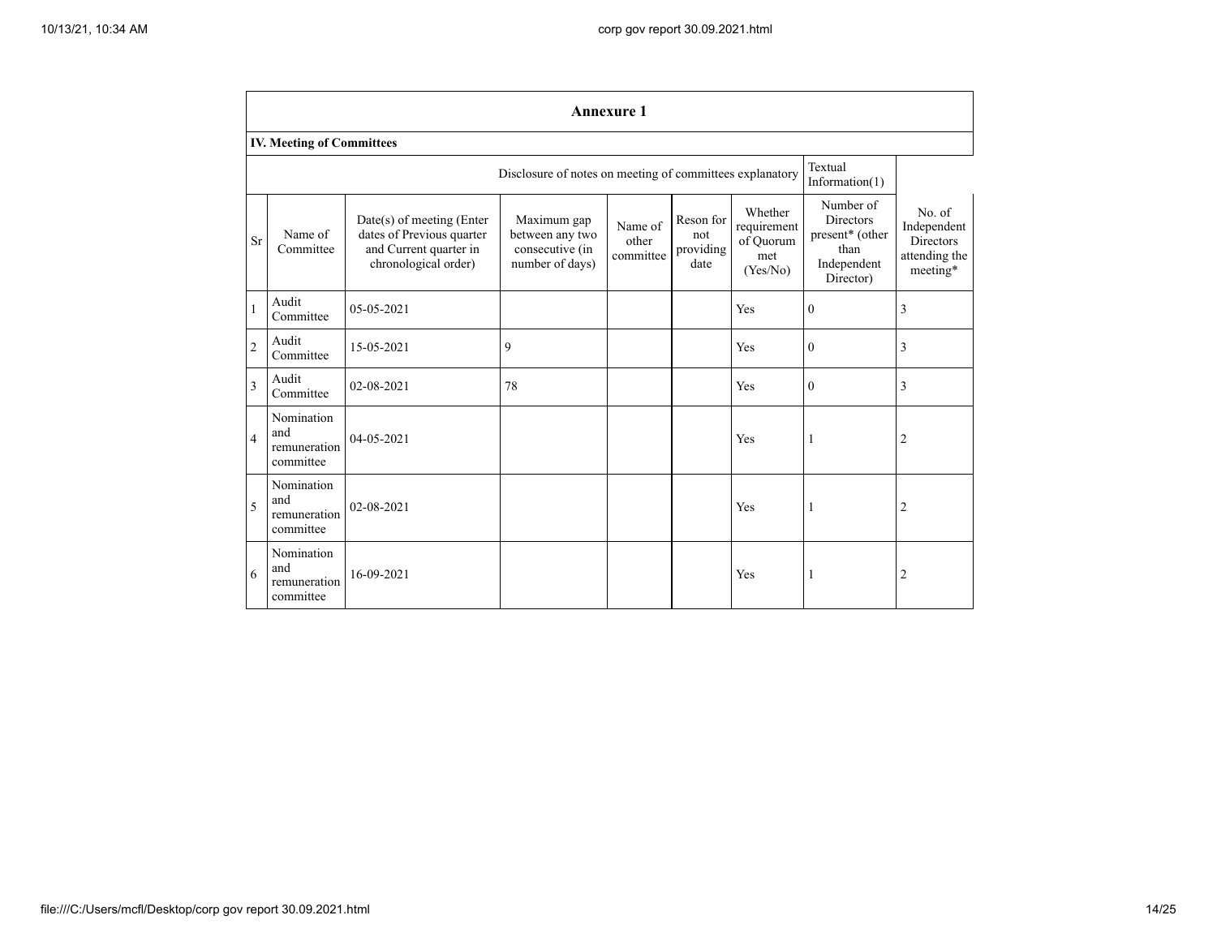| Annexure 1 | | | | | | | | |
|---|---|---|---|---|---|---|---|---|
| **IV. Meeting of Committees** | | | | | | | | |
| Disclosure of notes on meeting of committees explanatory | | | | | | | Textual Information(1) | |
| Sr | Name of Committee | Date(s) of meeting (Enter dates of Previous quarter and Current quarter in chronological order) | Maximum gap between any two consecutive (in number of days) | Name of other committee | Reson for not providing date | Whether requirement of Quorum met (Yes/No) | Number of Directors present* (other than Independent Director) | No. of Independent Directors attending the meeting* |
| 1 | Audit Committee | 05-05-2021 | | | | Yes | 0 | 3 |
| 2 | Audit Committee | 15-05-2021 | 9 | | | Yes | 0 | 3 |
| 3 | Audit Committee | 02-08-2021 | 78 | | | Yes | 0 | 3 |
| 4 | Nomination and remuneration committee | 04-05-2021 | | | | Yes | 1 | 2 |
| 5 | Nomination and remuneration committee | 02-08-2021 | | | | Yes | 1 | 2 |
| 6 | Nomination and remuneration committee | 16-09-2021 | | | | Yes | 1 | 2 |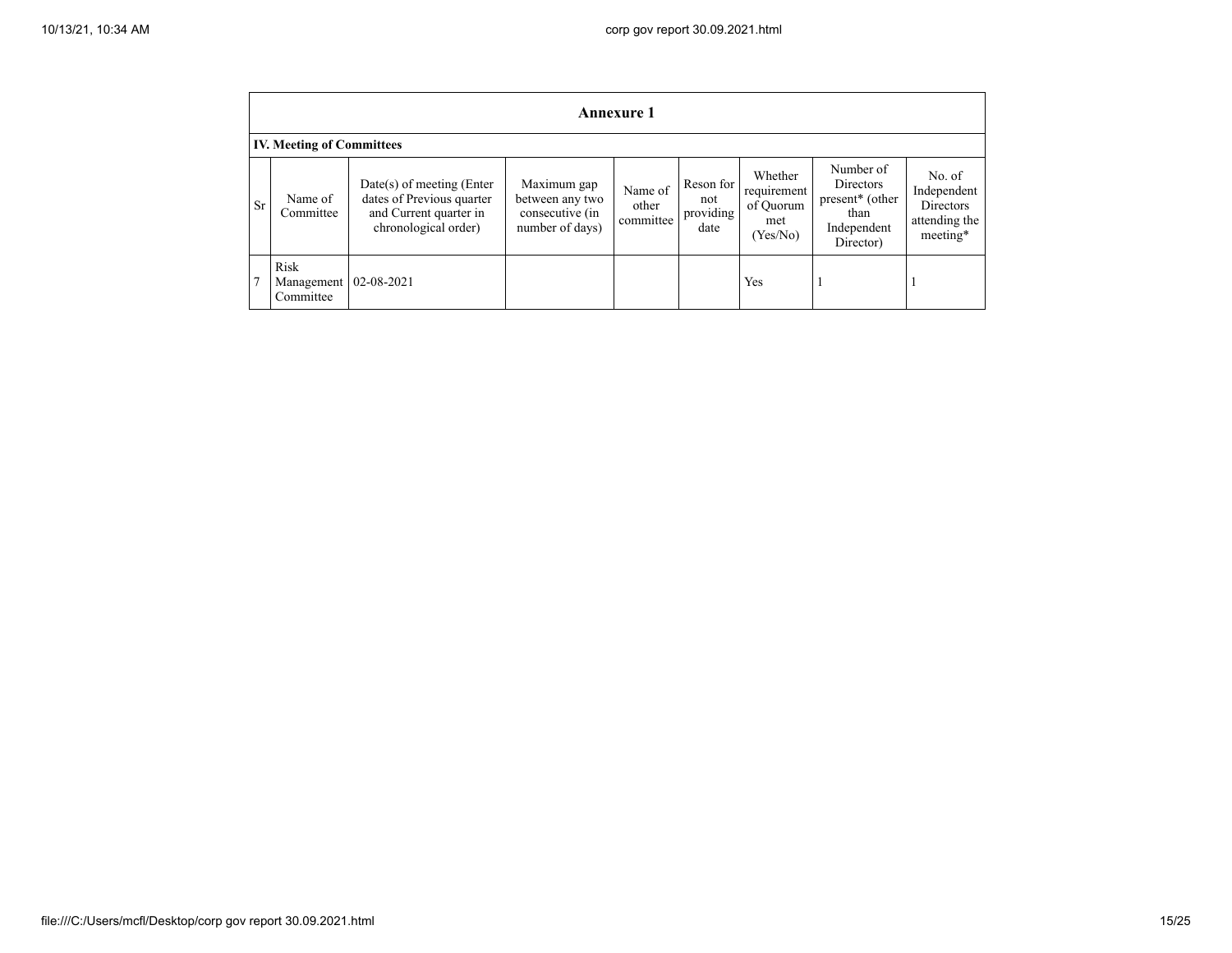## Annexure 1

### IV. Meeting of Committees

| Sr | Name of Committee | Date(s) of meeting (Enter dates of Previous quarter and Current quarter in chronological order) | Maximum gap between any two consecutive (in number of days) | Name of other committee | Reson for not providing date | Whether requirement of Quorum met (Yes/No) | Number of Directors present* (other than Independent Director) | No. of Independent Directors attending the meeting* |
|---|---|---|---|---|---|---|---|---|
| 7 | Risk Management Committee | 02-08-2021 | | | | Yes | 1 | 1 |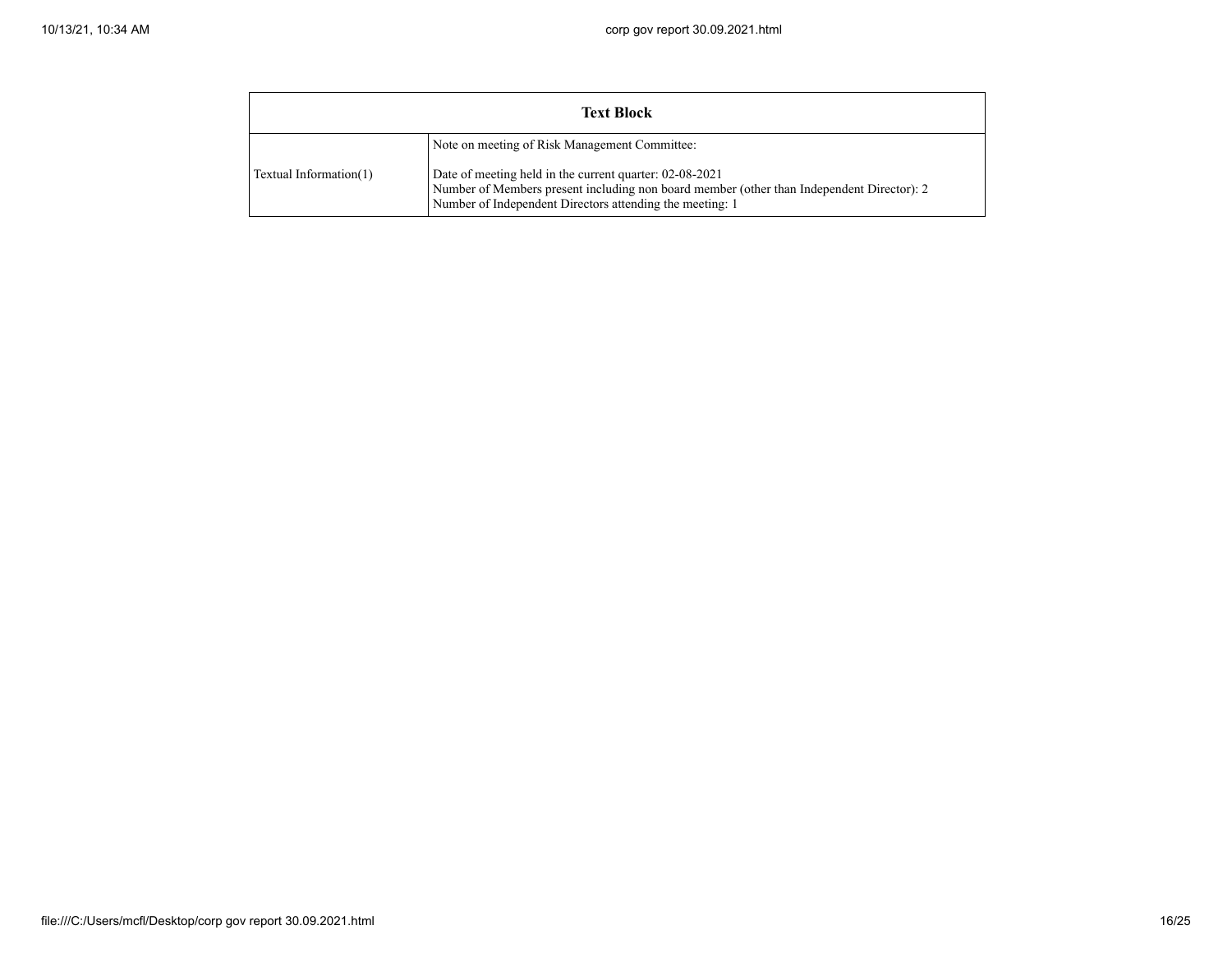| Text Block | |
| --- | --- |
| Textual Information(1) | Note on meeting of Risk Management Committee:<br><br>Date of meeting held in the current quarter: 02-08-2021<br>Number of Members present including non board member (other than Independent Director): 2<br>Number of Independent Directors attending the meeting: 1 |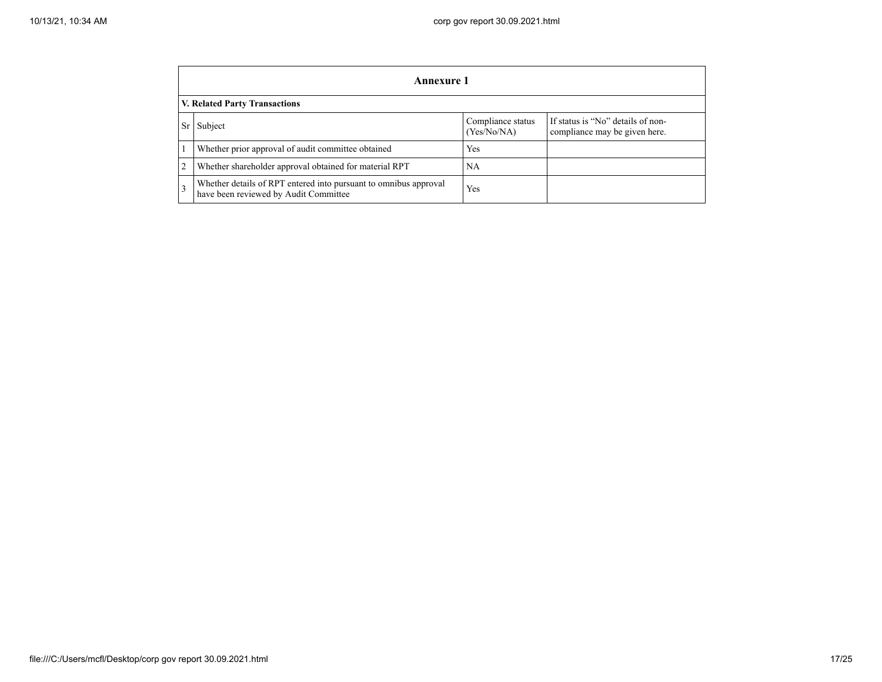## Annexure 1

### V. Related Party Transactions

| Sr | Subject | Compliance status (Yes/No/NA) | If status is "No" details of non-compliance may be given here. |
|---|---|---|---|
| 1 | Whether prior approval of audit committee obtained | Yes | |
| 2 | Whether shareholder approval obtained for material RPT | NA | |
| 3 | Whether details of RPT entered into pursuant to omnibus approval have been reviewed by Audit Committee | Yes | |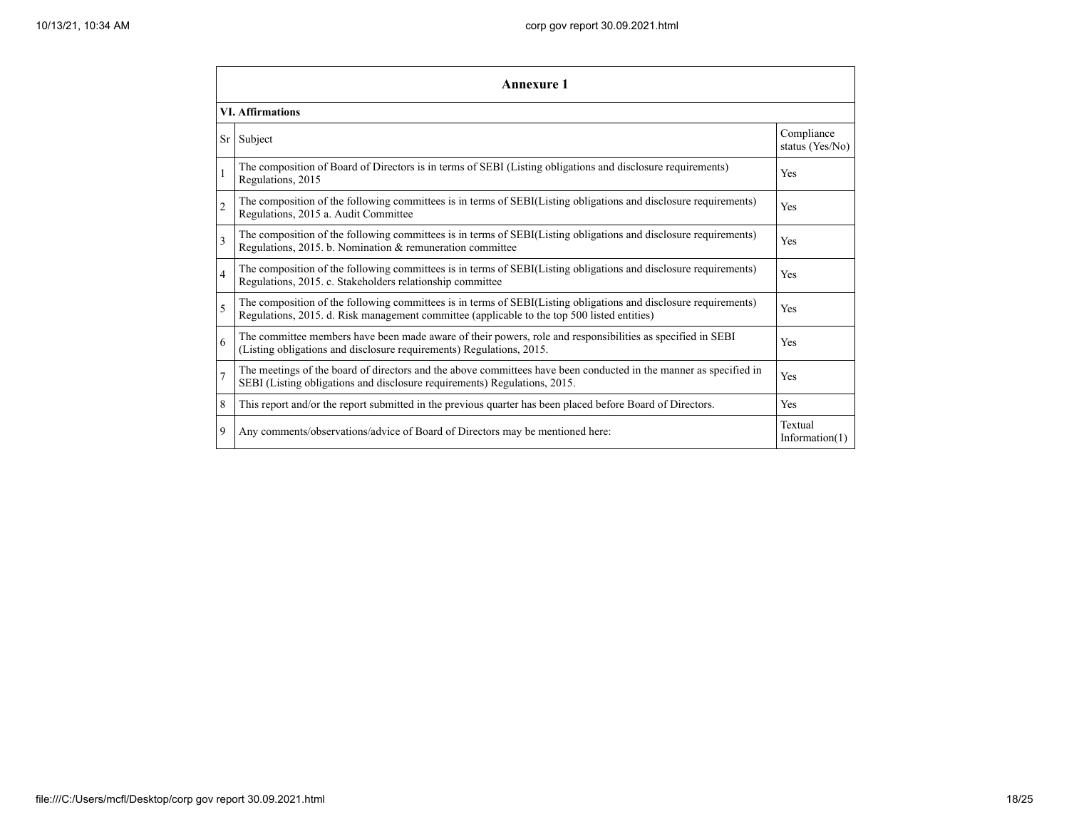| Annexure 1 | | |
|---|---|---|
| **VI. Affirmations** | | |
| Sr | Subject | Compliance status (Yes/No) |
| 1 | The composition of Board of Directors is in terms of SEBI (Listing obligations and disclosure requirements) Regulations, 2015 | Yes |
| 2 | The composition of the following committees is in terms of SEBI(Listing obligations and disclosure requirements) Regulations, 2015 a. Audit Committee | Yes |
| 3 | The composition of the following committees is in terms of SEBI(Listing obligations and disclosure requirements) Regulations, 2015. b. Nomination & remuneration committee | Yes |
| 4 | The composition of the following committees is in terms of SEBI(Listing obligations and disclosure requirements) Regulations, 2015. c. Stakeholders relationship committee | Yes |
| 5 | The composition of the following committees is in terms of SEBI(Listing obligations and disclosure requirements) Regulations, 2015. d. Risk management committee (applicable to the top 500 listed entities) | Yes |
| 6 | The committee members have been made aware of their powers, role and responsibilities as specified in SEBI (Listing obligations and disclosure requirements) Regulations, 2015. | Yes |
| 7 | The meetings of the board of directors and the above committees have been conducted in the manner as specified in SEBI (Listing obligations and disclosure requirements) Regulations, 2015. | Yes |
| 8 | This report and/or the report submitted in the previous quarter has been placed before Board of Directors. | Yes |
| 9 | Any comments/observations/advice of Board of Directors may be mentioned here: | Textual Information(1) |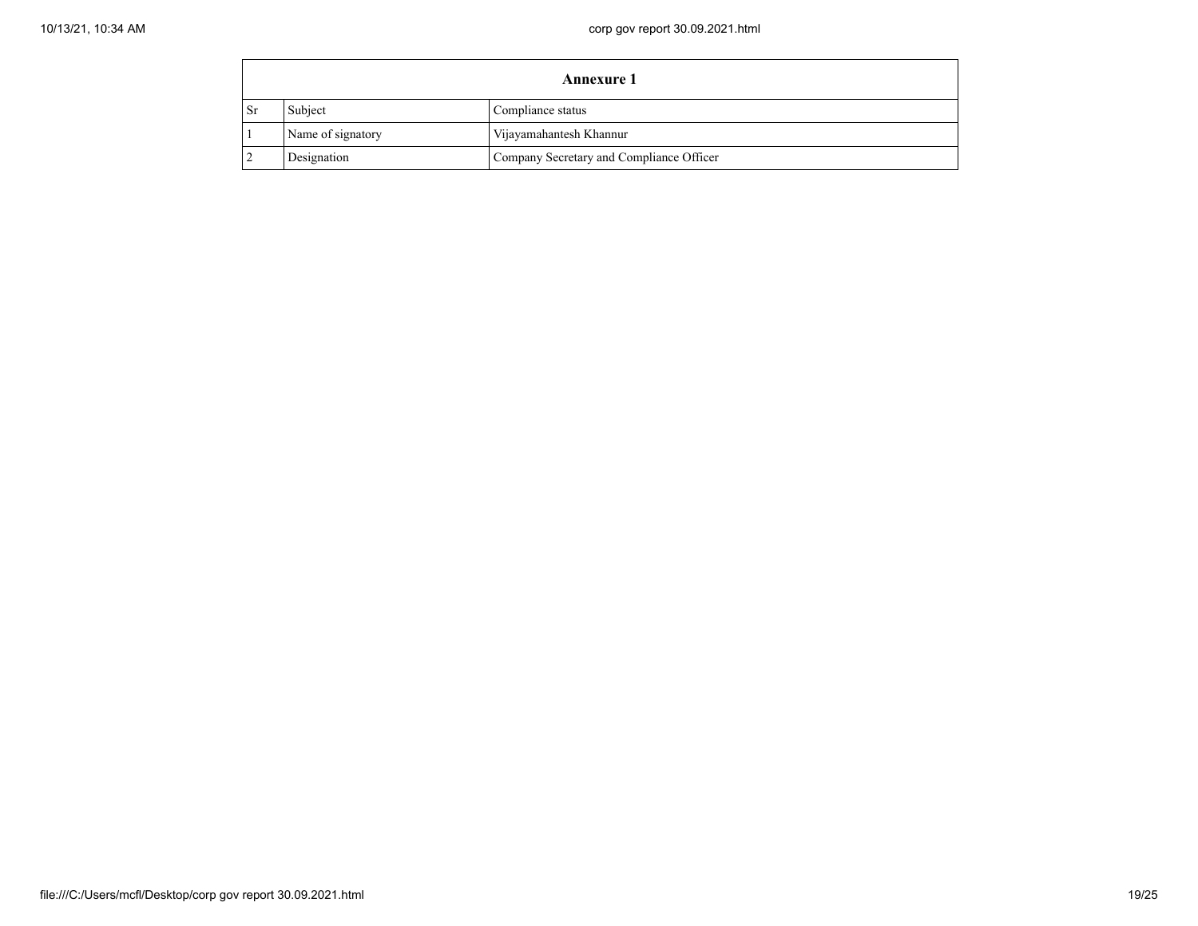| Annexure 1 | | |
|---|---|---|
| Sr | Subject | Compliance status |
| 1 | Name of signatory | Vijayamahantesh Khannur |
| 2 | Designation | Company Secretary and Compliance Officer |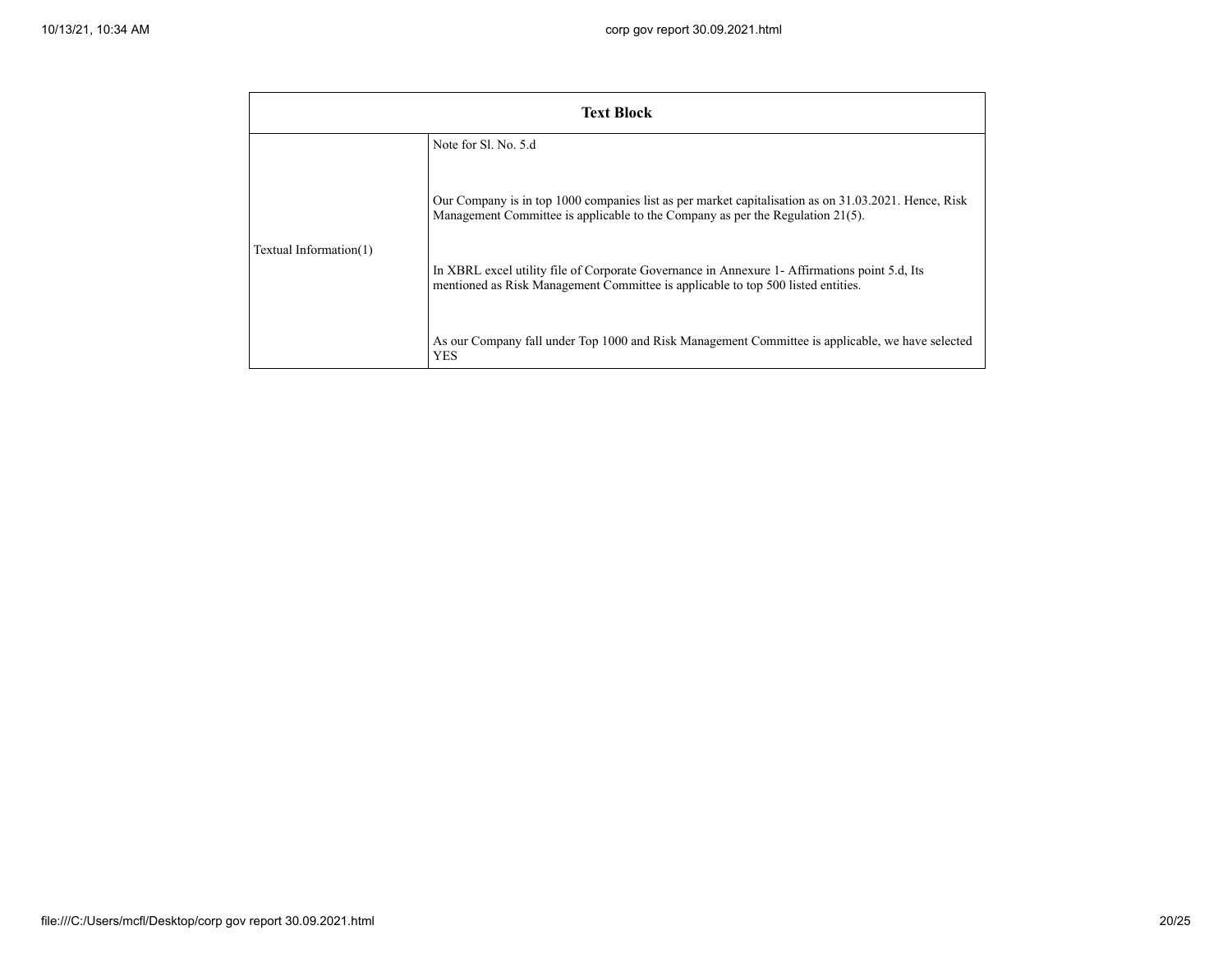| Text Block | |
|---|---|
| Textual Information(1) | Note for Sl. No. 5.d<br><br>Our Company is in top 1000 companies list as per market capitalisation as on 31.03.2021. Hence, Risk Management Committee is applicable to the Company as per the Regulation 21(5).<br><br>In XBRL excel utility file of Corporate Governance in Annexure 1- Affirmations point 5.d, Its mentioned as Risk Management Committee is applicable to top 500 listed entities.<br><br>As our Company fall under Top 1000 and Risk Management Committee is applicable, we have selected YES |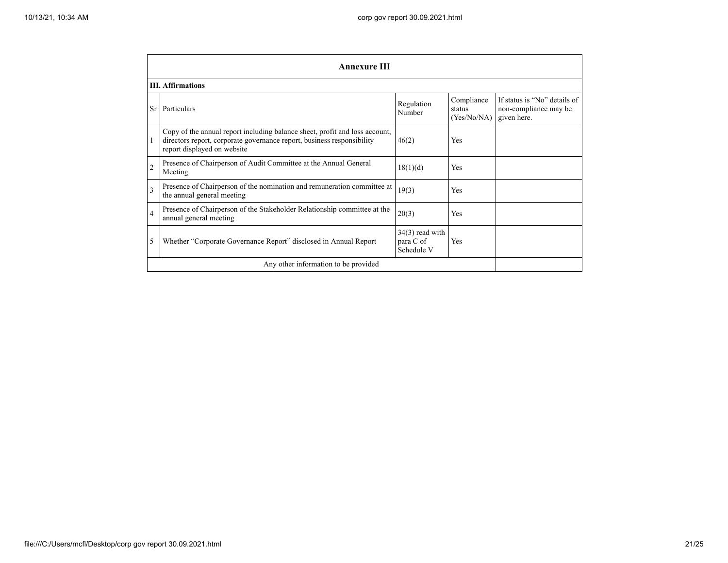## Annexure III

### III. Affirmations

| Sr | Particulars | Regulation Number | Compliance status (Yes/No/NA) | If status is "No" details of non-compliance may be given here. |
|---|---|---|---|---|
| 1 | Copy of the annual report including balance sheet, profit and loss account, directors report, corporate governance report, business responsibility report displayed on website | 46(2) | Yes | |
| 2 | Presence of Chairperson of Audit Committee at the Annual General Meeting | 18(1)(d) | Yes | |
| 3 | Presence of Chairperson of the nomination and remuneration committee at the annual general meeting | 19(3) | Yes | |
| 4 | Presence of Chairperson of the Stakeholder Relationship committee at the annual general meeting | 20(3) | Yes | |
| 5 | Whether "Corporate Governance Report" disclosed in Annual Report | 34(3) read with para C of Schedule V | Yes | |
| | Any other information to be provided | | | |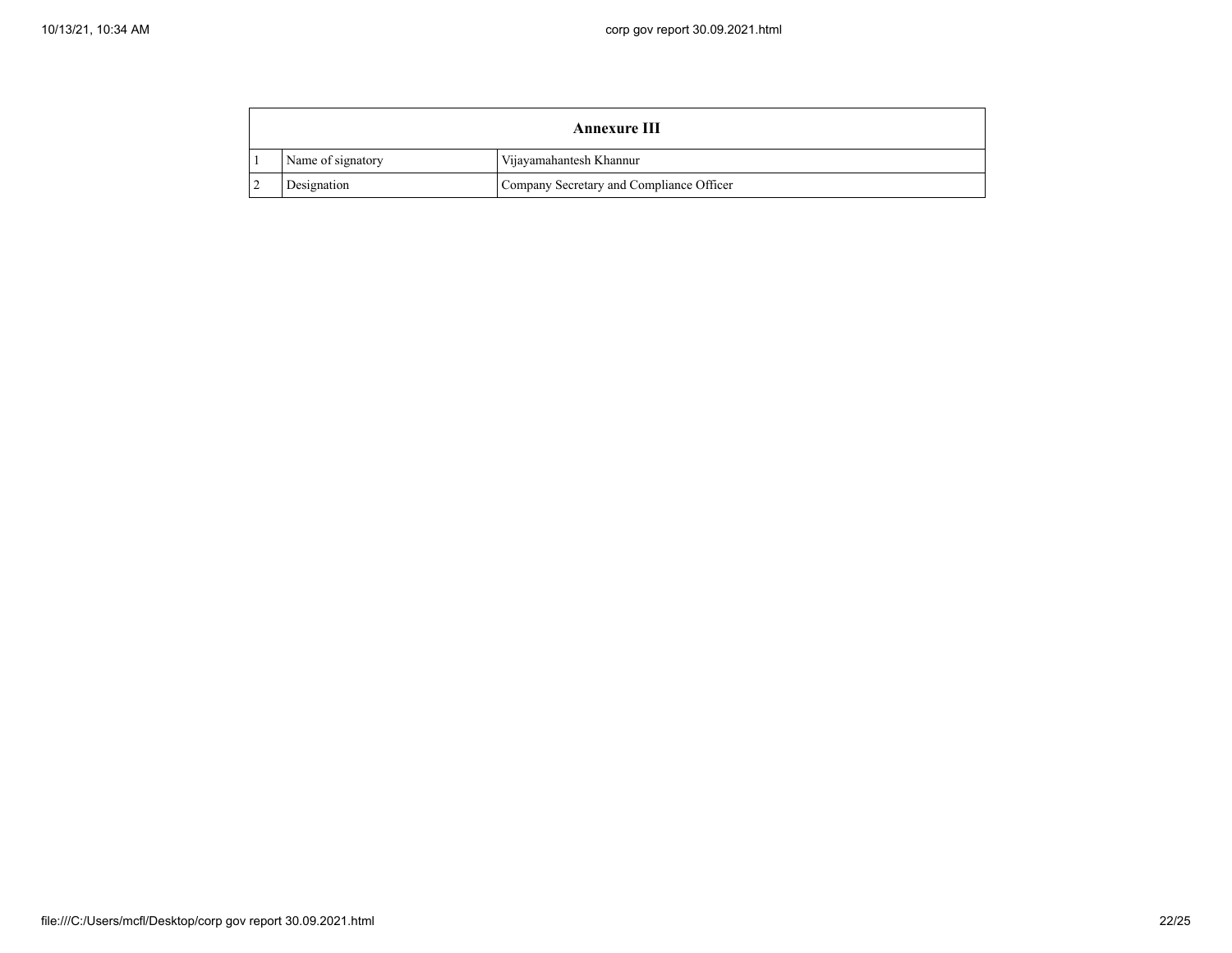| Annexure III | | |
|---|---|---|
| 1 | Name of signatory | Vijayamahantesh Khannur |
| 2 | Designation | Company Secretary and Compliance Officer |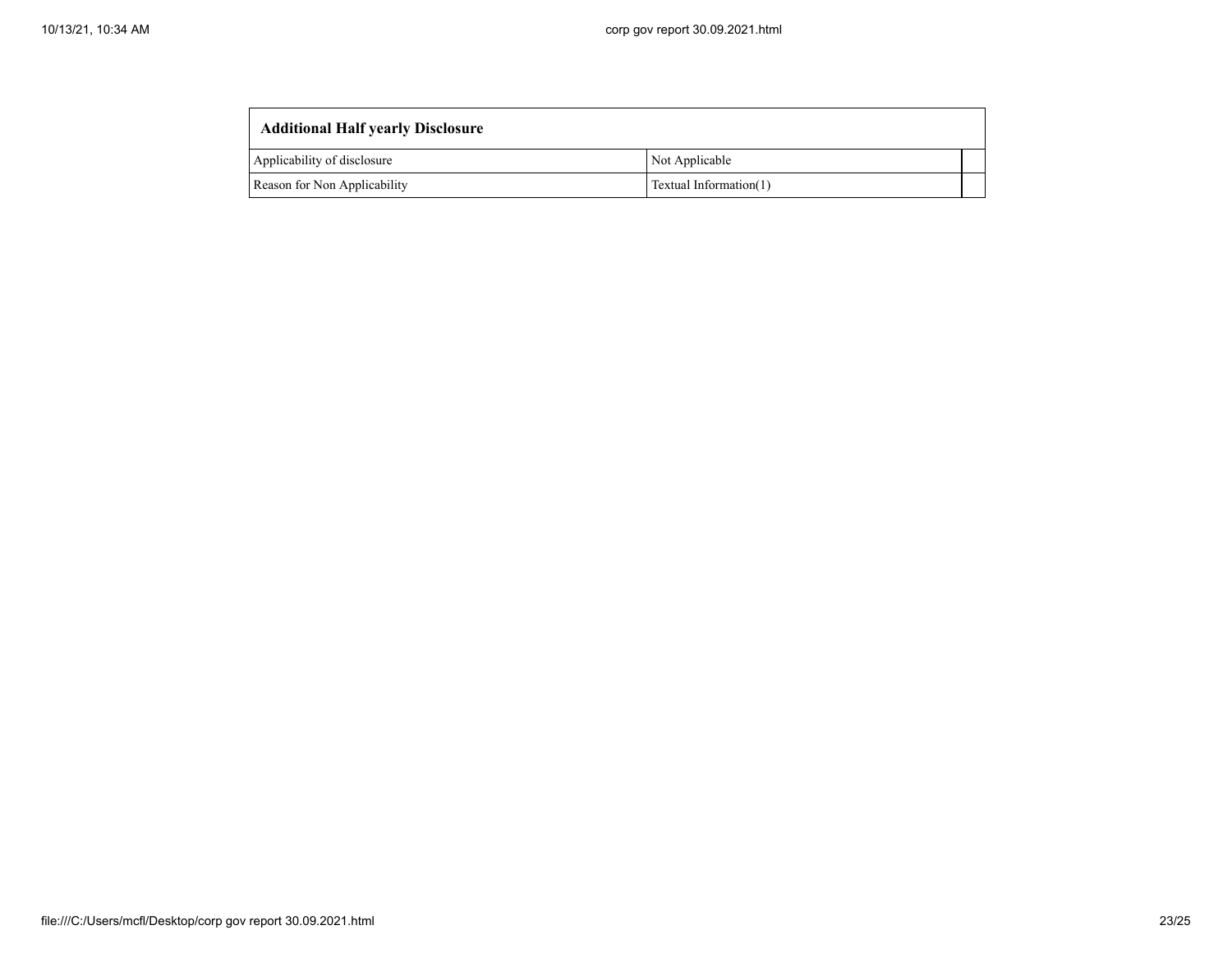| Additional Half yearly Disclosure | | |
|---|---|---|
| Applicability of disclosure | Not Applicable | |
| Reason for Non Applicability | Textual Information(1) | |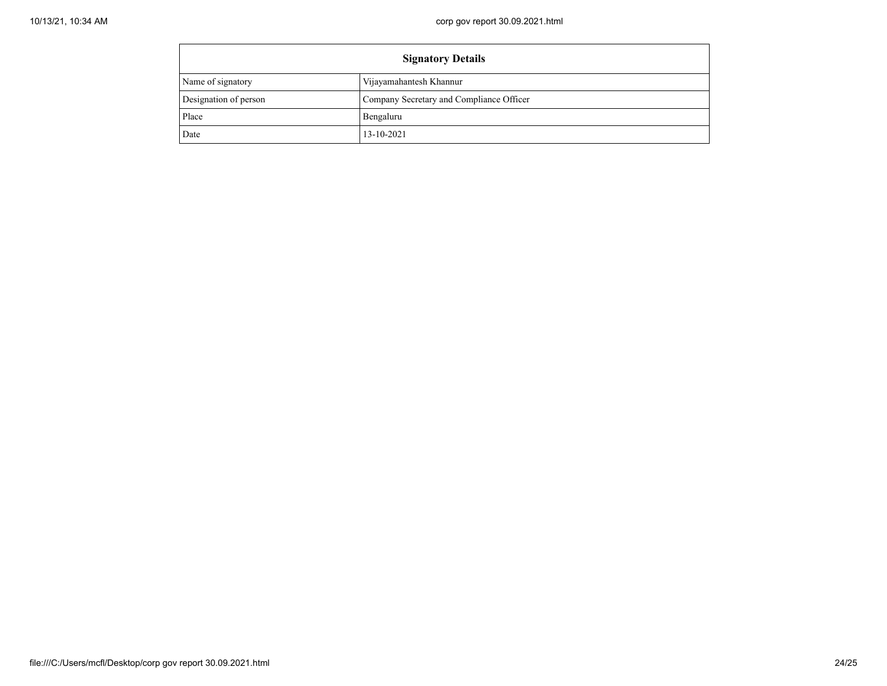| Signatory Details | |
| --- | --- |
| Name of signatory | Vijayamahantesh Khannur |
| Designation of person | Company Secretary and Compliance Officer |
| Place | Bengaluru |
| Date | 13-10-2021 |